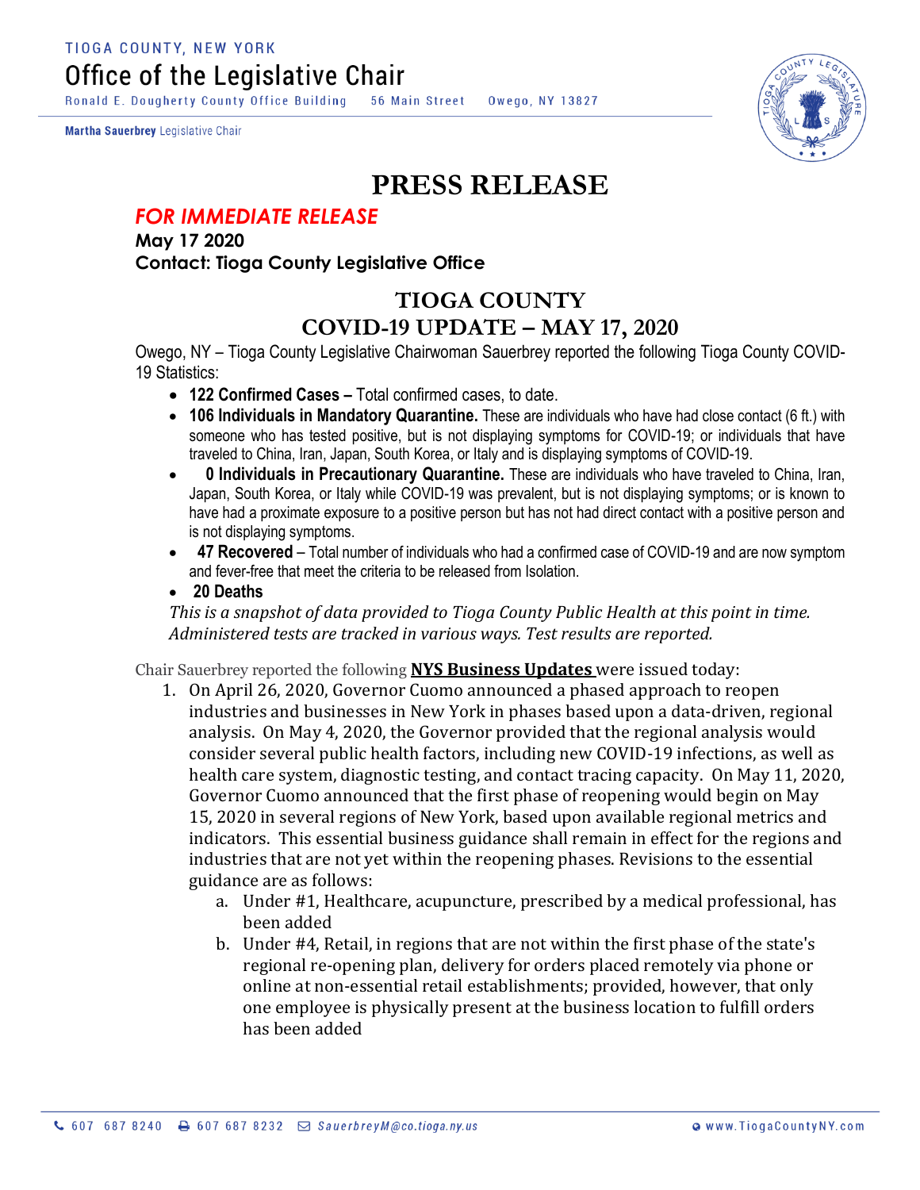TIOGA COUNTY, NEW YORK

Office of the Legislative Chair

Ronald E. Dougherty County Office Building 56 Main Street Owego, NY 13827

**Martha Sauerbrey** Legislative Chair

# PRESS RELEASE

***FOR IMMEDIATE RELEASE***

**May 17 2020**

**Contact: Tioga County Legislative Office**

## TIOGA COUNTY
## COVID-19 UPDATE – MAY 17, 2020

Owego, NY – Tioga County Legislative Chairwoman Sauerbrey reported the following Tioga County COVID-19 Statistics:

- **122 Confirmed Cases –** Total confirmed cases, to date.
- **106 Individuals in Mandatory Quarantine.** These are individuals who have had close contact (6 ft.) with someone who has tested positive, but is not displaying symptoms for COVID-19; or individuals that have traveled to China, Iran, Japan, South Korea, or Italy and is displaying symptoms of COVID-19.
- **0 Individuals in Precautionary Quarantine.** These are individuals who have traveled to China, Iran, Japan, South Korea, or Italy while COVID-19 was prevalent, but is not displaying symptoms; or is known to have had a proximate exposure to a positive person but has not had direct contact with a positive person and is not displaying symptoms.
- **47 Recovered** – Total number of individuals who had a confirmed case of COVID-19 and are now symptom and fever-free that meet the criteria to be released from Isolation.
- **20 Deaths**

*This is a snapshot of data provided to Tioga County Public Health at this point in time. Administered tests are tracked in various ways. Test results are reported.*

Chair Sauerbrey reported the following **NYS Business Updates** were issued today:

1. On April 26, 2020, Governor Cuomo announced a phased approach to reopen industries and businesses in New York in phases based upon a data-driven, regional analysis. On May 4, 2020, the Governor provided that the regional analysis would consider several public health factors, including new COVID-19 infections, as well as health care system, diagnostic testing, and contact tracing capacity. On May 11, 2020, Governor Cuomo announced that the first phase of reopening would begin on May 15, 2020 in several regions of New York, based upon available regional metrics and indicators. This essential business guidance shall remain in effect for the regions and industries that are not yet within the reopening phases. Revisions to the essential guidance are as follows:
    a. Under #1, Healthcare, acupuncture, prescribed by a medical professional, has been added
    b. Under #4, Retail, in regions that are not within the first phase of the state's regional re-opening plan, delivery for orders placed remotely via phone or online at non-essential retail establishments; provided, however, that only one employee is physically present at the business location to fulfill orders has been added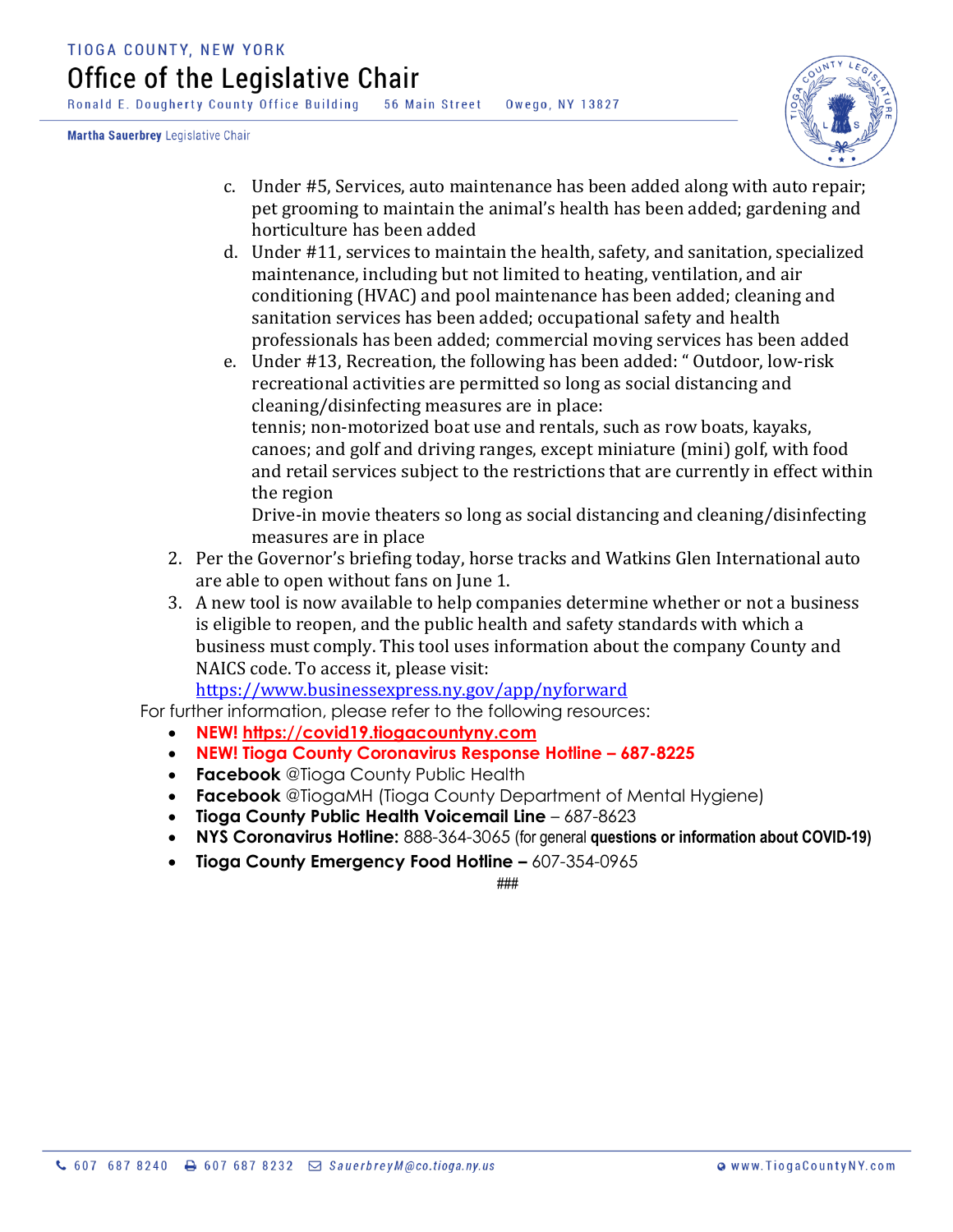c. Under #5, Services, auto maintenance has been added along with auto repair; pet grooming to maintain the animal's health has been added; gardening and horticulture has been added
   d. Under #11, services to maintain the health, safety, and sanitation, specialized maintenance, including but not limited to heating, ventilation, and air conditioning (HVAC) and pool maintenance has been added; cleaning and sanitation services has been added; occupational safety and health professionals has been added; commercial moving services has been added
   e. Under #13, Recreation, the following has been added: " Outdoor, low-risk recreational activities are permitted so long as social distancing and cleaning/disinfecting measures are in place:
      tennis; non-motorized boat use and rentals, such as row boats, kayaks, canoes; and golf and driving ranges, except miniature (mini) golf, with food and retail services subject to the restrictions that are currently in effect within the region
      Drive-in movie theaters so long as social distancing and cleaning/disinfecting measures are in place
2. Per the Governor's briefing today, horse tracks and Watkins Glen International auto are able to open without fans on June 1.
3. A new tool is now available to help companies determine whether or not a business is eligible to reopen, and the public health and safety standards with which a business must comply. This tool uses information about the company County and NAICS code. To access it, please visit: https://www.businessexpress.ny.gov/app/nyforward

For further information, please refer to the following resources:

- **NEW! https://covid19.tiogacountyny.com**
- **NEW! Tioga County Coronavirus Response Hotline – 687-8225**
- **Facebook** @Tioga County Public Health
- **Facebook** @TiogaMH (Tioga County Department of Mental Hygiene)
- **Tioga County Public Health Voicemail Line** – 687-8623
- **NYS Coronavirus Hotline:** 888-364-3065 (for general **questions or information about COVID-19)**
- **Tioga County Emergency Food Hotline –** 607-354-0965

###